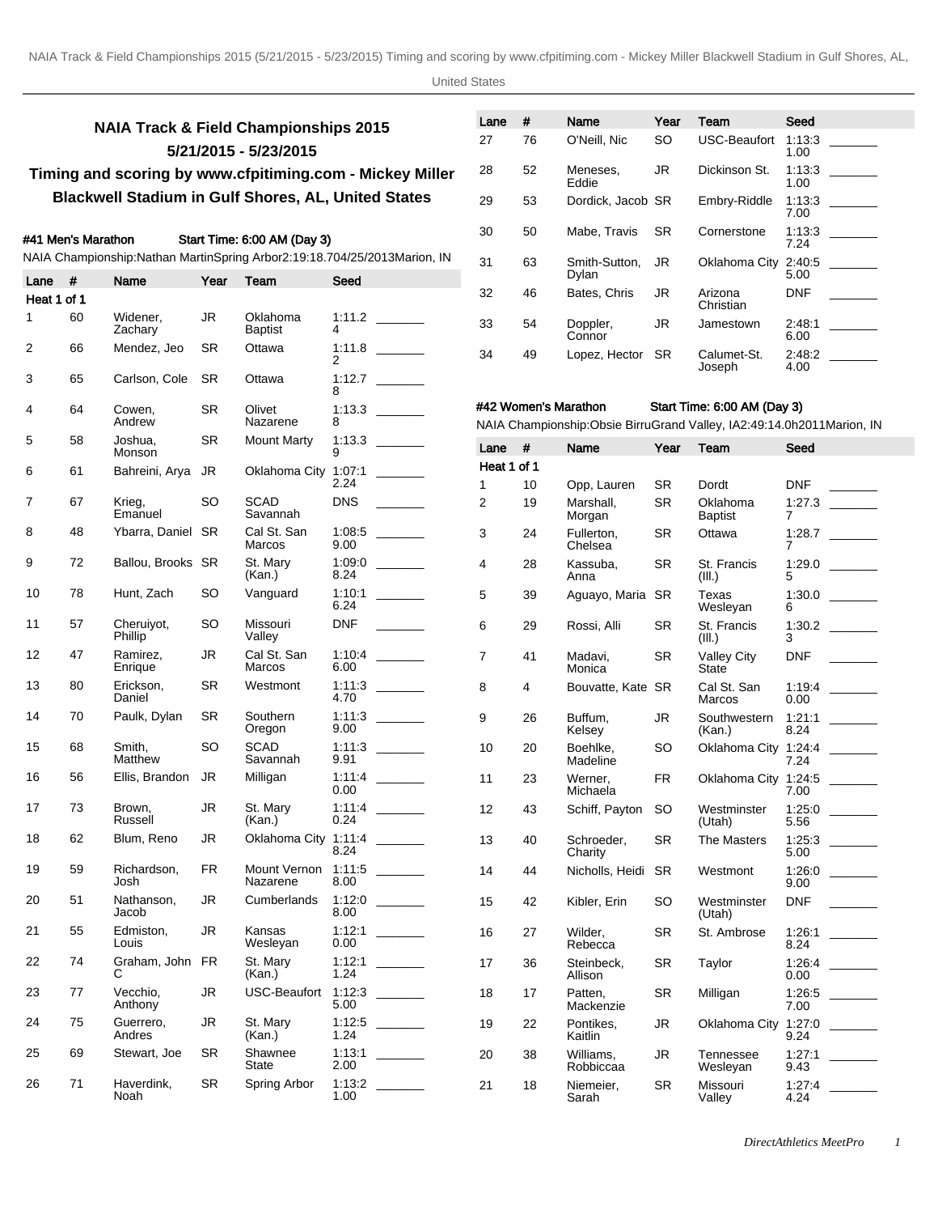## NAIA Track & Field Championships 2015
## 5/21/2015 - 5/23/2015
## Timing and scoring by www.cfpitiming.com - Mickey Miller Blackwell Stadium in Gulf Shores, AL, United States

### #41 Men's Marathon — Start Time: 6:00 AM (Day 3)

NAIA Championship:Nathan MartinSpring Arbor2:19:18.704/25/2013Marion, IN

| Lane | # | Name | Year | Team | Seed | |
|---|---|---|---|---|---|---|
| Heat 1 of 1 | | | | | | |
| 1 | 60 | Widener, Zachary | JR | Oklahoma Baptist | 1:11.24 | _______ |
| 2 | 66 | Mendez, Jeo | SR | Ottawa | 1:11.82 | _______ |
| 3 | 65 | Carlson, Cole | SR | Ottawa | 1:12.78 | _______ |
| 4 | 64 | Cowen, Andrew | SR | Olivet Nazarene | 1:13.38 | _______ |
| 5 | 58 | Joshua, Monson | SR | Mount Marty | 1:13.39 | _______ |
| 6 | 61 | Bahreini, Arya | JR | Oklahoma City | 1:07:12.24 | _______ |
| 7 | 67 | Krieg, Emanuel | SO | SCAD Savannah | DNS | _______ |
| 8 | 48 | Ybarra, Daniel | SR | Cal St. San Marcos | 1:08:59.00 | _______ |
| 9 | 72 | Ballou, Brooks | SR | St. Mary (Kan.) | 1:09:08.24 | _______ |
| 10 | 78 | Hunt, Zach | SO | Vanguard | 1:10:16.24 | _______ |
| 11 | 57 | Cheruiyot, Phillip | SO | Missouri Valley | DNF | _______ |
| 12 | 47 | Ramirez, Enrique | JR | Cal St. San Marcos | 1:10:46.00 | _______ |
| 13 | 80 | Erickson, Daniel | SR | Westmont | 1:11:34.70 | _______ |
| 14 | 70 | Paulk, Dylan | SR | Southern Oregon | 1:11:39.00 | _______ |
| 15 | 68 | Smith, Matthew | SO | SCAD Savannah | 1:11:39.91 | _______ |
| 16 | 56 | Ellis, Brandon | JR | Milligan | 1:11:40.00 | _______ |
| 17 | 73 | Brown, Russell | JR | St. Mary (Kan.) | 1:11:40.24 | _______ |
| 18 | 62 | Blum, Reno | JR | Oklahoma City | 1:11:48.24 | _______ |
| 19 | 59 | Richardson, Josh | FR | Mount Vernon Nazarene | 1:11:58.00 | _______ |
| 20 | 51 | Nathanson, Jacob | JR | Cumberlands | 1:12:08.00 | _______ |
| 21 | 55 | Edmiston, Louis | JR | Kansas Wesleyan | 1:12:10.00 | _______ |
| 22 | 74 | Graham, John C | FR | St. Mary (Kan.) | 1:12:11.24 | _______ |
| 23 | 77 | Vecchio, Anthony | JR | USC-Beaufort | 1:12:35.00 | _______ |
| 24 | 75 | Guerrero, Andres | JR | St. Mary (Kan.) | 1:12:51.24 | _______ |
| 25 | 69 | Stewart, Joe | SR | Shawnee State | 1:13:12.00 | _______ |
| 26 | 71 | Haverdink, Noah | SR | Spring Arbor | 1:13:21.00 | _______ |
| 27 | 76 | O'Neill, Nic | SO | USC-Beaufort | 1:13:31.00 | _______ |
| 28 | 52 | Meneses, Eddie | JR | Dickinson St. | 1:13:31.00 | _______ |
| 29 | 53 | Dordick, Jacob | SR | Embry-Riddle | 1:13:37.00 | _______ |
| 30 | 50 | Mabe, Travis | SR | Cornerstone | 1:13:37.24 | _______ |
| 31 | 63 | Smith-Sutton, Dylan | JR | Oklahoma City | 2:40:55.00 | _______ |
| 32 | 46 | Bates, Chris | JR | Arizona Christian | DNF | _______ |
| 33 | 54 | Doppler, Connor | JR | Jamestown | 2:48:16.00 | _______ |
| 34 | 49 | Lopez, Hector | SR | Calumet-St. Joseph | 2:48:24.00 | _______ |

### #42 Women's Marathon — Start Time: 6:00 AM (Day 3)

NAIA Championship:Obsie BirruGrand Valley, IA2:49:14.0h2011Marion, IN

| Lane | # | Name | Year | Team | Seed | |
|---|---|---|---|---|---|---|
| Heat 1 of 1 | | | | | | |
| 1 | 10 | Opp, Lauren | SR | Dordt | DNF | _______ |
| 2 | 19 | Marshall, Morgan | SR | Oklahoma Baptist | 1:27.37 | _______ |
| 3 | 24 | Fullerton, Chelsea | SR | Ottawa | 1:28.77 | _______ |
| 4 | 28 | Kassuba, Anna | SR | St. Francis (Ill.) | 1:29.05 | _______ |
| 5 | 39 | Aguayo, Maria | SR | Texas Wesleyan | 1:30.06 | _______ |
| 6 | 29 | Rossi, Alli | SR | St. Francis (Ill.) | 1:30.23 | _______ |
| 7 | 41 | Madavi, Monica | SR | Valley City State | DNF | _______ |
| 8 | 4 | Bouvatte, Kate | SR | Cal St. San Marcos | 1:19:40.00 | _______ |
| 9 | 26 | Buffum, Kelsey | JR | Southwestern (Kan.) | 1:21:18.24 | _______ |
| 10 | 20 | Boehlke, Madeline | SO | Oklahoma City | 1:24:47.24 | _______ |
| 11 | 23 | Werner, Michaela | FR | Oklahoma City | 1:24:57.00 | _______ |
| 12 | 43 | Schiff, Payton | SO | Westminster (Utah) | 1:25:05.56 | _______ |
| 13 | 40 | Schroeder, Charity | SR | The Masters | 1:25:35.00 | _______ |
| 14 | 44 | Nicholls, Heidi | SR | Westmont | 1:26:09.00 | _______ |
| 15 | 42 | Kibler, Erin | SO | Westminster (Utah) | DNF | _______ |
| 16 | 27 | Wilder, Rebecca | SR | St. Ambrose | 1:26:18.24 | _______ |
| 17 | 36 | Steinbeck, Allison | SR | Taylor | 1:26:40.00 | _______ |
| 18 | 17 | Patten, Mackenzie | SR | Milligan | 1:26:57.00 | _______ |
| 19 | 22 | Pontikes, Kaitlin | JR | Oklahoma City | 1:27:09.24 | _______ |
| 20 | 38 | Williams, Robbiccaa | JR | Tennessee Wesleyan | 1:27:19.43 | _______ |
| 21 | 18 | Niemeier, Sarah | SR | Missouri Valley | 1:27:44.24 | _______ |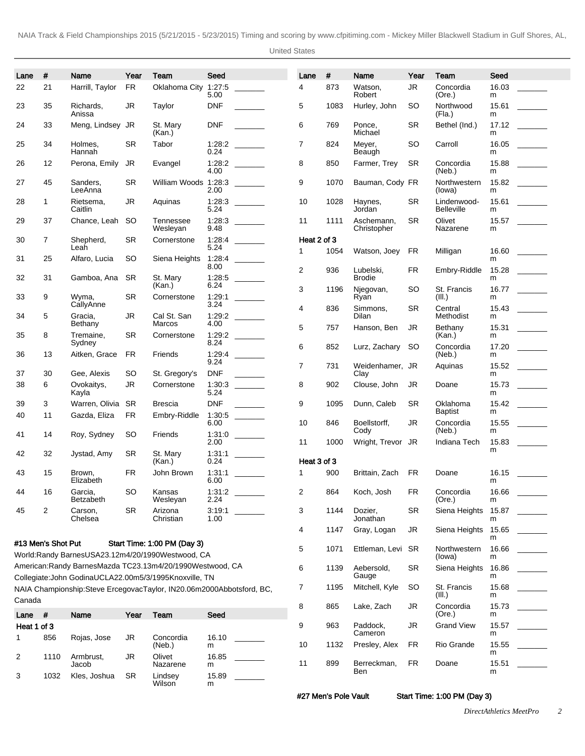| Lane | # | Name | Year | Team | Seed | |
|---|---|---|---|---|---|---|
| 22 | 21 | Harrill, Taylor | FR | Oklahoma City | 1:27.55.00 | _______ |
| 23 | 35 | Richards, Anissa | JR | Taylor | DNF | _______ |
| 24 | 33 | Meng, Lindsey | JR | St. Mary (Kan.) | DNF | _______ |
| 25 | 34 | Holmes, Hannah | SR | Tabor | 1:28:20.24 | _______ |
| 26 | 12 | Perona, Emily | JR | Evangel | 1:28:24.00 | _______ |
| 27 | 45 | Sanders, LeeAnna | SR | William Woods | 1:28:32.00 | _______ |
| 28 | 1 | Rietsema, Caitlin | JR | Aquinas | 1:28:35.24 | _______ |
| 29 | 37 | Chance, Leah | SO | Tennessee Wesleyan | 1:28:39.48 | _______ |
| 30 | 7 | Shepherd, Leah | SR | Cornerstone | 1:28:45.24 | _______ |
| 31 | 25 | Alfaro, Lucia | SO | Siena Heights | 1:28:48.00 | _______ |
| 32 | 31 | Gamboa, Ana | SR | St. Mary (Kan.) | 1:28:56.24 | _______ |
| 33 | 9 | Wyma, CallyAnne | SR | Cornerstone | 1:29:13.24 | _______ |
| 34 | 5 | Gracia, Bethany | JR | Cal St. San Marcos | 1:29:24.00 | _______ |
| 35 | 8 | Tremaine, Sydney | SR | Cornerstone | 1:29:28.24 | _______ |
| 36 | 13 | Aitken, Grace | FR | Friends | 1:29:49.24 | _______ |
| 37 | 30 | Gee, Alexis | SO | St. Gregory's | DNF | _______ |
| 38 | 6 | Ovokaitys, Kayla | JR | Cornerstone | 1:30:35.24 | _______ |
| 39 | 3 | Warren, Olivia | SR | Brescia | DNF | _______ |
| 40 | 11 | Gazda, Eliza | FR | Embry-Riddle | 1:30:56.00 | _______ |
| 41 | 14 | Roy, Sydney | SO | Friends | 1:31:02.00 | _______ |
| 42 | 32 | Jystad, Amy | SR | St. Mary (Kan.) | 1:31:10.24 | _______ |
| 43 | 15 | Brown, Elizabeth | FR | John Brown | 1:31:16.00 | _______ |
| 44 | 16 | Garcia, Betzabeth | SO | Kansas Wesleyan | 1:31:22.24 | _______ |
| 45 | 2 | Carson, Chelsea | SR | Arizona Christian | 3:19:11.00 | _______ |

**#13 Men's Shot Put** Start Time: 1:00 PM (Day 3)

World:Randy BarnesUSA23.12m4/20/1990Westwood, CA

American:Randy BarnesMazda TC23.13m4/20/1990Westwood, CA

Collegiate:John GodinaUCLA22.00m5/3/1995Knoxville, TN

NAIA Championship:Steve ErcegovacTaylor, IN20.06m2000Abbotsford, BC, Canada

| Lane | # | Name | Year | Team | Seed | |
|---|---|---|---|---|---|---|
| **Heat 1 of 3** | | | | | | |
| 1 | 856 | Rojas, Jose | JR | Concordia (Neb.) | 16.10 m | _______ |
| 2 | 1110 | Armbrust, Jacob | JR | Olivet Nazarene | 16.85 m | _______ |
| 3 | 1032 | Kles, Joshua | SR | Lindsey Wilson | 15.89 m | _______ |
| 4 | 873 | Watson, Robert | JR | Concordia (Ore.) | 16.03 m | _______ |
| 5 | 1083 | Hurley, John | SO | Northwood (Fla.) | 15.61 m | _______ |
| 6 | 769 | Ponce, Michael | SR | Bethel (Ind.) | 17.12 m | _______ |
| 7 | 824 | Meyer, Beaugh | SO | Carroll | 16.05 m | _______ |
| 8 | 850 | Farmer, Trey | SR | Concordia (Neb.) | 15.88 m | _______ |
| 9 | 1070 | Bauman, Cody | FR | Northwestern (Iowa) | 15.82 m | _______ |
| 10 | 1028 | Haynes, Jordan | SR | Lindenwood-Belleville | 15.61 m | _______ |
| 11 | 1111 | Aschemann, Christopher | SR | Olivet Nazarene | 15.57 m | _______ |
| **Heat 2 of 3** | | | | | | |
| 1 | 1054 | Watson, Joey | FR | Milligan | 16.60 m | _______ |
| 2 | 936 | Lubelski, Brodie | FR | Embry-Riddle | 15.28 m | _______ |
| 3 | 1196 | Njegovan, Ryan | SO | St. Francis (Ill.) | 16.77 m | _______ |
| 4 | 836 | Simmons, Dilan | SR | Central Methodist | 15.43 m | _______ |
| 5 | 757 | Hanson, Ben | JR | Bethany (Kan.) | 15.31 m | _______ |
| 6 | 852 | Lurz, Zachary | SO | Concordia (Neb.) | 17.20 m | _______ |
| 7 | 731 | Weidenhamer, Clay | JR | Aquinas | 15.52 m | _______ |
| 8 | 902 | Clouse, John | JR | Doane | 15.73 m | _______ |
| 9 | 1095 | Dunn, Caleb | SR | Oklahoma Baptist | 15.42 m | _______ |
| 10 | 846 | Boellstorff, Cody | JR | Concordia (Neb.) | 15.55 m | _______ |
| 11 | 1000 | Wright, Trevor | JR | Indiana Tech | 15.83 m | _______ |
| **Heat 3 of 3** | | | | | | |
| 1 | 900 | Brittain, Zach | FR | Doane | 16.15 m | _______ |
| 2 | 864 | Koch, Josh | FR | Concordia (Ore.) | 16.66 m | _______ |
| 3 | 1144 | Dozier, Jonathan | SR | Siena Heights | 15.87 m | _______ |
| 4 | 1147 | Gray, Logan | JR | Siena Heights | 15.65 m | _______ |
| 5 | 1071 | Ettleman, Levi | SR | Northwestern (Iowa) | 16.66 m | _______ |
| 6 | 1139 | Aebersold, Gauge | SR | Siena Heights | 16.86 m | _______ |
| 7 | 1195 | Mitchell, Kyle | SO | St. Francis (Ill.) | 15.68 m | _______ |
| 8 | 865 | Lake, Zach | JR | Concordia (Ore.) | 15.73 m | _______ |
| 9 | 963 | Paddock, Cameron | JR | Grand View | 15.57 m | _______ |
| 10 | 1132 | Presley, Alex | FR | Rio Grande | 15.55 m | _______ |
| 11 | 899 | Berreckman, Ben | FR | Doane | 15.51 m | _______ |

**#27 Men's Pole Vault** Start Time: 1:00 PM (Day 3)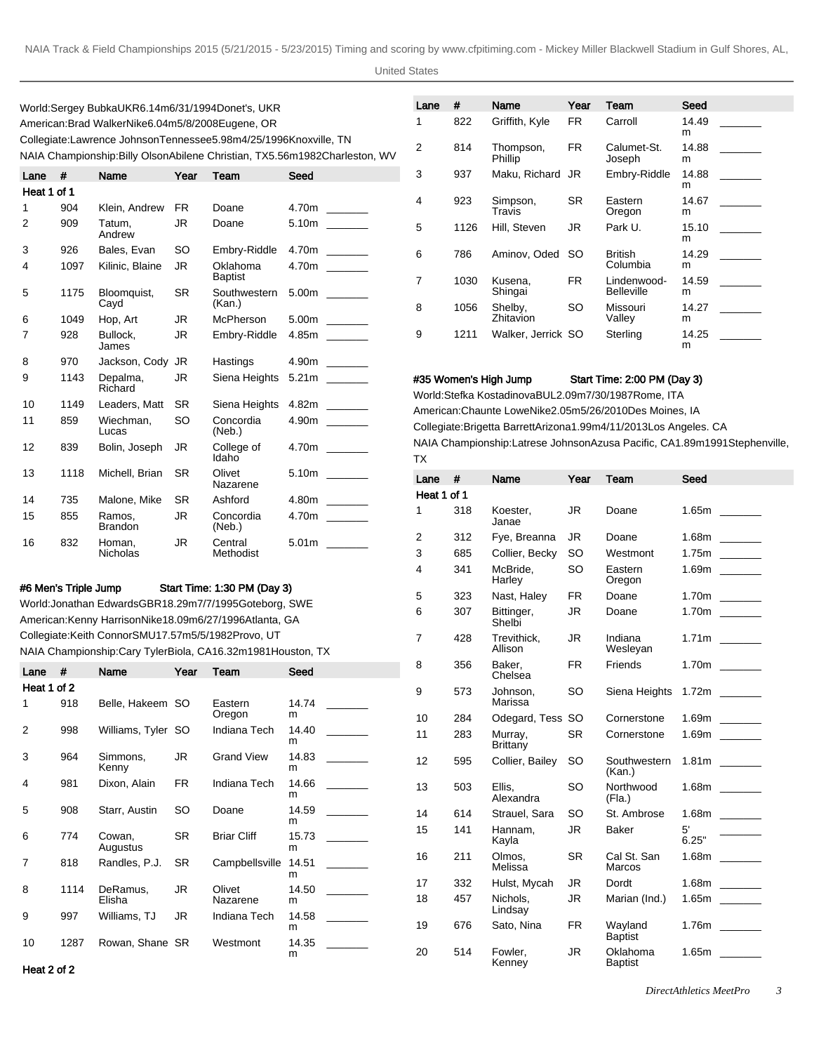World:Sergey BubkaUKR6.14m6/31/1994Donet's, UKR
American:Brad WalkerNike6.04m5/8/2008Eugene, OR
Collegiate:Lawrence JohnsonTennessee5.98m4/25/1996Knoxville, TN
NAIA Championship:Billy OlsonAbilene Christian, TX5.56m1982Charleston, WV

| Lane | # | Name | Year | Team | Seed | |
|---|---|---|---|---|---|---|
| Heat 1 of 1 | | | | | | |
| 1 | 904 | Klein, Andrew | FR | Doane | 4.70m | _______ |
| 2 | 909 | Tatum, Andrew | JR | Doane | 5.10m | _______ |
| 3 | 926 | Bales, Evan | SO | Embry-Riddle | 4.70m | _______ |
| 4 | 1097 | Kilinic, Blaine | JR | Oklahoma Baptist | 4.70m | _______ |
| 5 | 1175 | Bloomquist, Cayd | SR | Southwestern (Kan.) | 5.00m | _______ |
| 6 | 1049 | Hop, Art | JR | McPherson | 5.00m | _______ |
| 7 | 928 | Bullock, James | JR | Embry-Riddle | 4.85m | _______ |
| 8 | 970 | Jackson, Cody | JR | Hastings | 4.90m | _______ |
| 9 | 1143 | Depalma, Richard | JR | Siena Heights | 5.21m | _______ |
| 10 | 1149 | Leaders, Matt | SR | Siena Heights | 4.82m | _______ |
| 11 | 859 | Wiechman, Lucas | SO | Concordia (Neb.) | 4.90m | _______ |
| 12 | 839 | Bolin, Joseph | JR | College of Idaho | 4.70m | _______ |
| 13 | 1118 | Michell, Brian | SR | Olivet Nazarene | 5.10m | _______ |
| 14 | 735 | Malone, Mike | SR | Ashford | 4.80m | _______ |
| 15 | 855 | Ramos, Brandon | JR | Concordia (Neb.) | 4.70m | _______ |
| 16 | 832 | Homan, Nicholas | JR | Central Methodist | 5.01m | _______ |

**#6 Men's Triple Jump** Start Time: 1:30 PM (Day 3)

World:Jonathan EdwardsGBR18.29m7/7/1995Goteborg, SWE
American:Kenny HarrisonNike18.09m6/27/1996Atlanta, GA
Collegiate:Keith ConnorSMU17.57m5/5/1982Provo, UT
NAIA Championship:Cary TylerBiola, CA16.32m1981Houston, TX

| Lane | # | Name | Year | Team | Seed | |
|---|---|---|---|---|---|---|
| Heat 1 of 2 | | | | | | |
| 1 | 918 | Belle, Hakeem | SO | Eastern Oregon | 14.74 m | _______ |
| 2 | 998 | Williams, Tyler | SO | Indiana Tech | 14.40 m | _______ |
| 3 | 964 | Simmons, Kenny | JR | Grand View | 14.83 m | _______ |
| 4 | 981 | Dixon, Alain | FR | Indiana Tech | 14.66 m | _______ |
| 5 | 908 | Starr, Austin | SO | Doane | 14.59 m | _______ |
| 6 | 774 | Cowan, Augustus | SR | Briar Cliff | 15.73 m | _______ |
| 7 | 818 | Randles, P.J. | SR | Campbellsville | 14.51 m | _______ |
| 8 | 1114 | DeRamus, Elisha | JR | Olivet Nazarene | 14.50 m | _______ |
| 9 | 997 | Williams, TJ | JR | Indiana Tech | 14.58 m | _______ |
| 10 | 1287 | Rowan, Shane | SR | Westmont | 14.35 m | _______ |
| Heat 2 of 2 | | | | | | |
| 1 | 822 | Griffith, Kyle | FR | Carroll | 14.49 m | _______ |
| 2 | 814 | Thompson, Phillip | FR | Calumet-St. Joseph | 14.88 m | _______ |
| 3 | 937 | Maku, Richard | JR | Embry-Riddle | 14.88 m | _______ |
| 4 | 923 | Simpson, Travis | SR | Eastern Oregon | 14.67 m | _______ |
| 5 | 1126 | Hill, Steven | JR | Park U. | 15.10 m | _______ |
| 6 | 786 | Aminov, Oded | SO | British Columbia | 14.29 m | _______ |
| 7 | 1030 | Kusena, Shingai | FR | Lindenwood-Belleville | 14.59 m | _______ |
| 8 | 1056 | Shelby, Zhitavion | SO | Missouri Valley | 14.27 m | _______ |
| 9 | 1211 | Walker, Jerrick | SO | Sterling | 14.25 m | _______ |

**#35 Women's High Jump** Start Time: 2:00 PM (Day 3)

World:Stefka KostadinovaBUL2.09m7/30/1987Rome, ITA
American:Chaunte LoweNike2.05m5/26/2010Des Moines, IA
Collegiate:Brigetta BarrettArizona1.99m4/11/2013Los Angeles. CA
NAIA Championship:Latrese JohnsonAzusa Pacific, CA1.89m1991Stephenville, TX

| Lane | # | Name | Year | Team | Seed | |
|---|---|---|---|---|---|---|
| Heat 1 of 1 | | | | | | |
| 1 | 318 | Koester, Janae | JR | Doane | 1.65m | _______ |
| 2 | 312 | Fye, Breanna | JR | Doane | 1.68m | _______ |
| 3 | 685 | Collier, Becky | SO | Westmont | 1.75m | _______ |
| 4 | 341 | McBride, Harley | SO | Eastern Oregon | 1.69m | _______ |
| 5 | 323 | Nast, Haley | FR | Doane | 1.70m | _______ |
| 6 | 307 | Bittinger, Shelbi | JR | Doane | 1.70m | _______ |
| 7 | 428 | Trevithick, Allison | JR | Indiana Wesleyan | 1.71m | _______ |
| 8 | 356 | Baker, Chelsea | FR | Friends | 1.70m | _______ |
| 9 | 573 | Johnson, Marissa | SO | Siena Heights | 1.72m | _______ |
| 10 | 284 | Odegard, Tess | SO | Cornerstone | 1.69m | _______ |
| 11 | 283 | Murray, Brittany | SR | Cornerstone | 1.69m | _______ |
| 12 | 595 | Collier, Bailey | SO | Southwestern (Kan.) | 1.81m | _______ |
| 13 | 503 | Ellis, Alexandra | SO | Northwood (Fla.) | 1.68m | _______ |
| 14 | 614 | Strauel, Sara | SO | St. Ambrose | 1.68m | _______ |
| 15 | 141 | Hannam, Kayla | JR | Baker | 5' 6.25" | _______ |
| 16 | 211 | Olmos, Melissa | SR | Cal St. San Marcos | 1.68m | _______ |
| 17 | 332 | Hulst, Mycah | JR | Dordt | 1.68m | _______ |
| 18 | 457 | Nichols, Lindsay | JR | Marian (Ind.) | 1.65m | _______ |
| 19 | 676 | Sato, Nina | FR | Wayland Baptist | 1.76m | _______ |
| 20 | 514 | Fowler, Kenney | JR | Oklahoma Baptist | 1.65m | _______ |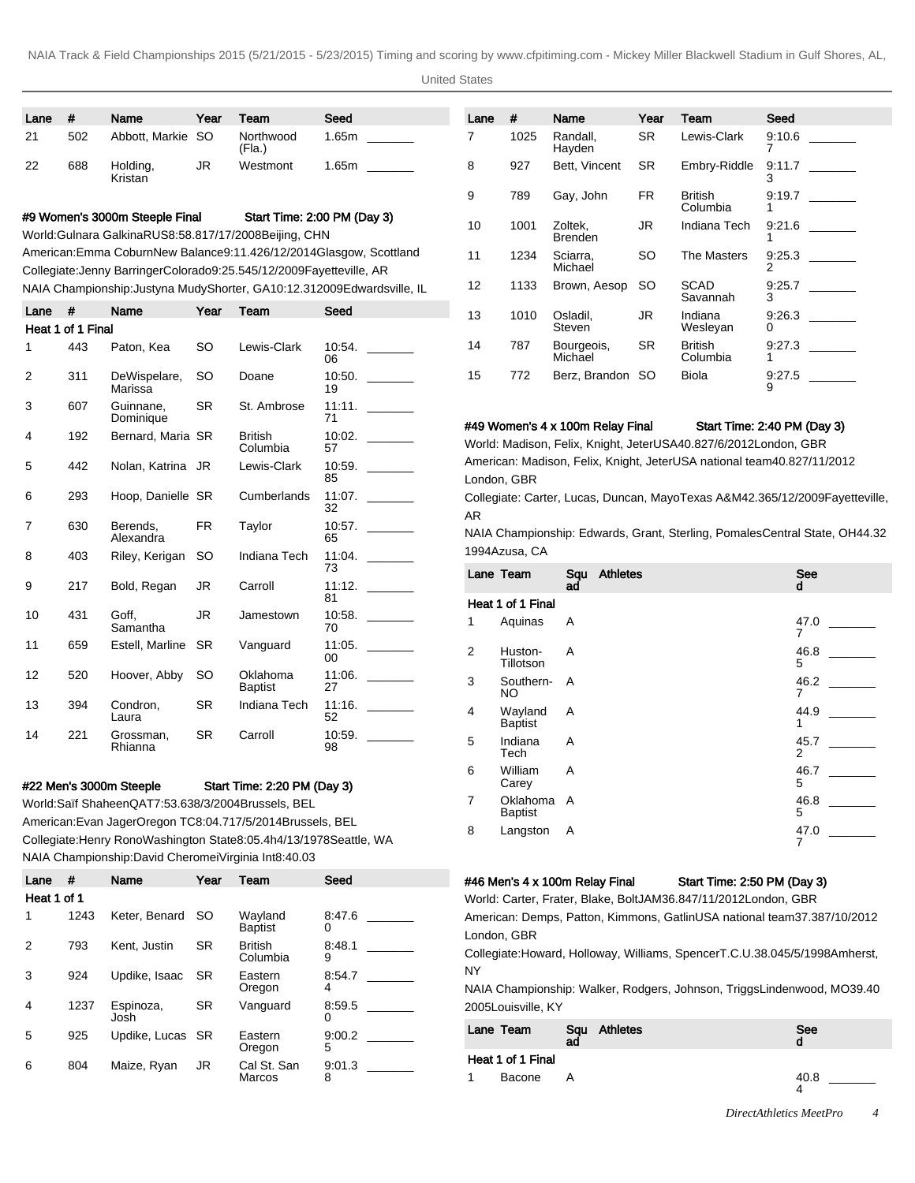| Lane | # | Name | Year | Team | Seed |
|---|---|---|---|---|---|
| 21 | 502 | Abbott, Markie | SO | Northwood (Fla.) | 1.65m |
| 22 | 688 | Holding, Kristan | JR | Westmont | 1.65m |

#### #9 Women's 3000m Steeple Final — Start Time: 2:00 PM (Day 3)

World:Gulnara GalkinaRUS8:58.817/17/2008Beijing, CHN

American:Emma CoburnNew Balance9:11.426/12/2014Glasgow, Scottland

Collegiate:Jenny BarringerColorado9:25.545/12/2009Fayetteville, AR

NAIA Championship:Justyna MudyShorter, GA10:12.312009Edwardsville, IL

| Lane | # | Name | Year | Team | Seed |
|---|---|---|---|---|---|
| **Heat 1 of 1 Final** | | | | | |
| 1 | 443 | Paton, Kea | SO | Lewis-Clark | 10:54.06 |
| 2 | 311 | DeWispelare, Marissa | SO | Doane | 10:50.19 |
| 3 | 607 | Guinnane, Dominique | SR | St. Ambrose | 11:11.71 |
| 4 | 192 | Bernard, Maria | SR | British Columbia | 10:02.57 |
| 5 | 442 | Nolan, Katrina | JR | Lewis-Clark | 10:59.85 |
| 6 | 293 | Hoop, Danielle | SR | Cumberlands | 11:07.32 |
| 7 | 630 | Berends, Alexandra | FR | Taylor | 10:57.65 |
| 8 | 403 | Riley, Kerigan | SO | Indiana Tech | 11:04.73 |
| 9 | 217 | Bold, Regan | JR | Carroll | 11:12.81 |
| 10 | 431 | Goff, Samantha | JR | Jamestown | 10:58.70 |
| 11 | 659 | Estell, Marline | SR | Vanguard | 11:05.00 |
| 12 | 520 | Hoover, Abby | SO | Oklahoma Baptist | 11:06.27 |
| 13 | 394 | Condron, Laura | SR | Indiana Tech | 11:16.52 |
| 14 | 221 | Grossman, Rhianna | SR | Carroll | 10:59.98 |

#### #22 Men's 3000m Steeple — Start Time: 2:20 PM (Day 3)

World:Saïf ShaheenQAT7:53.638/3/2004Brussels, BEL

American:Evan JagerOregon TC8:04.717/5/2014Brussels, BEL

Collegiate:Henry RonoWashington State8:05.4h4/13/1978Seattle, WA

NAIA Championship:David CheromeiVirginia Int8:40.03

| Lane | # | Name | Year | Team | Seed |
|---|---|---|---|---|---|
| **Heat 1 of 1** | | | | | |
| 1 | 1243 | Keter, Benard | SO | Wayland Baptist | 8:47.60 |
| 2 | 793 | Kent, Justin | SR | British Columbia | 8:48.19 |
| 3 | 924 | Updike, Isaac | SR | Eastern Oregon | 8:54.74 |
| 4 | 1237 | Espinoza, Josh | SR | Vanguard | 8:59.50 |
| 5 | 925 | Updike, Lucas | SR | Eastern Oregon | 9:00.25 |
| 6 | 804 | Maize, Ryan | JR | Cal St. San Marcos | 9:01.38 |
| 7 | 1025 | Randall, Hayden | SR | Lewis-Clark | 9:10.67 |
| 8 | 927 | Bett, Vincent | SR | Embry-Riddle | 9:11.73 |
| 9 | 789 | Gay, John | FR | British Columbia | 9:19.71 |
| 10 | 1001 | Zoltek, Brenden | JR | Indiana Tech | 9:21.61 |
| 11 | 1234 | Sciarra, Michael | SO | The Masters | 9:25.32 |
| 12 | 1133 | Brown, Aesop | SO | SCAD Savannah | 9:25.73 |
| 13 | 1010 | Osladil, Steven | JR | Indiana Wesleyan | 9:26.30 |
| 14 | 787 | Bourgeois, Michael | SR | British Columbia | 9:27.31 |
| 15 | 772 | Berz, Brandon | SO | Biola | 9:27.59 |

#### #49 Women's 4 x 100m Relay Final — Start Time: 2:40 PM (Day 3)

World: Madison, Felix, Knight, JeterUSA40.827/6/2012London, GBR

American: Madison, Felix, Knight, JeterUSA national team40.827/11/2012 London, GBR

Collegiate: Carter, Lucas, Duncan, MayoTexas A&M42.365/12/2009Fayetteville, AR

NAIA Championship: Edwards, Grant, Sterling, PomalesCentral State, OH44.32 1994Azusa, CA

| Lane | Team | Squad | Athletes | Seed |
|---|---|---|---|---|
| **Heat 1 of 1 Final** | | | | |
| 1 | Aquinas | A | | 47.07 |
| 2 | Huston-Tillotson | A | | 46.85 |
| 3 | Southern-NO | A | | 46.27 |
| 4 | Wayland Baptist | A | | 44.91 |
| 5 | Indiana Tech | A | | 45.72 |
| 6 | William Carey | A | | 46.75 |
| 7 | Oklahoma Baptist | A | | 46.85 |
| 8 | Langston | A | | 47.07 |

#### #46 Men's 4 x 100m Relay Final — Start Time: 2:50 PM (Day 3)

World: Carter, Frater, Blake, BoltJAM36.847/11/2012London, GBR

American: Demps, Patton, Kimmons, GatlinUSA national team37.387/10/2012 London, GBR

Collegiate:Howard, Holloway, Williams, SpencerT.C.U.38.045/5/1998Amherst, NY

NAIA Championship: Walker, Rodgers, Johnson, TriggsLindenwood, MO39.40 2005Louisville, KY

| Lane | Team | Squad | Athletes | Seed |
|---|---|---|---|---|
| **Heat 1 of 1 Final** | | | | |
| 1 | Bacone | A | | 40.84 |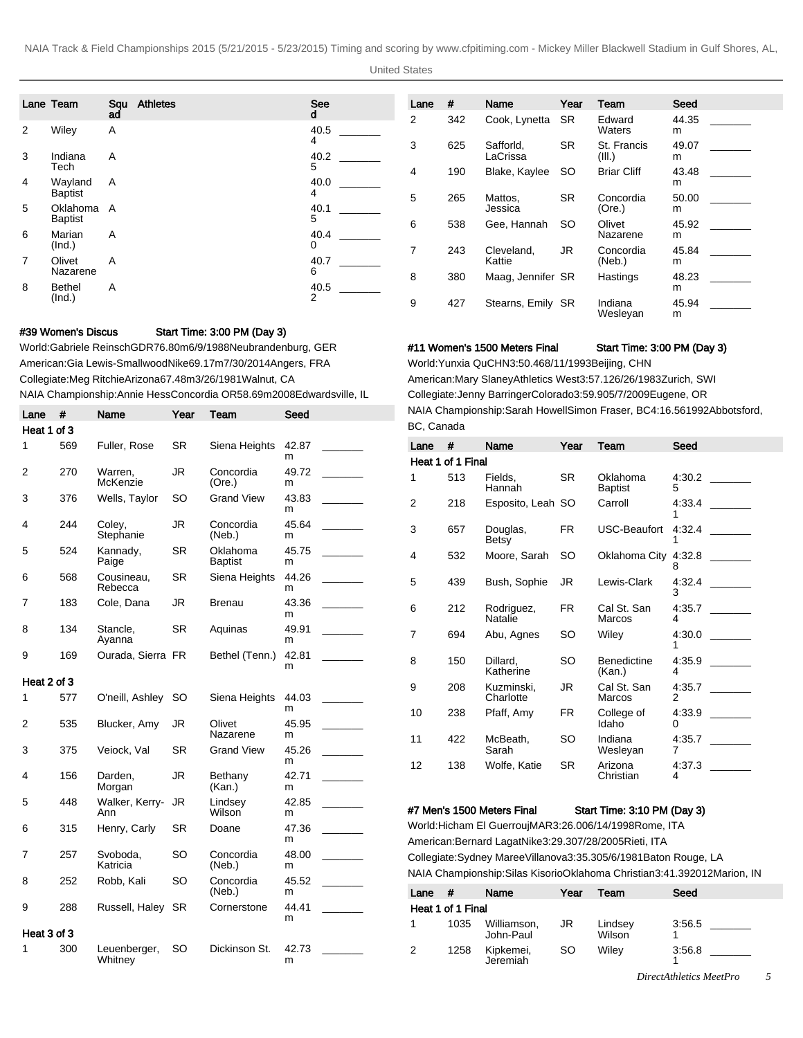| Lane | Team | Squad | Athletes | Seed | |
|---|---|---|---|---|---|
| 2 | Wiley | A | | 40.54 | _______ |
| 3 | Indiana Tech | A | | 40.25 | _______ |
| 4 | Wayland Baptist | A | | 40.04 | _______ |
| 5 | Oklahoma Baptist | A | | 40.15 | _______ |
| 6 | Marian (Ind.) | A | | 40.40 | _______ |
| 7 | Olivet Nazarene | A | | 40.76 | _______ |
| 8 | Bethel (Ind.) | A | | 40.52 | _______ |

#### #39 Women's Discus — Start Time: 3:00 PM (Day 3)

World:Gabriele ReinschGDR76.80m6/9/1988Neubrandenburg, GER

American:Gia Lewis-SmallwoodNike69.17m7/30/2014Angers, FRA

Collegiate:Meg RitchieArizona67.48m3/26/1981Walnut, CA

NAIA Championship:Annie HessConcordia OR58.69m2008Edwardsville, IL

| Lane | # | Name | Year | Team | Seed | |
|---|---|---|---|---|---|---|
| **Heat 1 of 3** | | | | | | |
| 1 | 569 | Fuller, Rose | SR | Siena Heights | 42.87 m | _______ |
| 2 | 270 | Warren, McKenzie | JR | Concordia (Ore.) | 49.72 m | _______ |
| 3 | 376 | Wells, Taylor | SO | Grand View | 43.83 m | _______ |
| 4 | 244 | Coley, Stephanie | JR | Concordia (Neb.) | 45.64 m | _______ |
| 5 | 524 | Kannady, Paige | SR | Oklahoma Baptist | 45.75 m | _______ |
| 6 | 568 | Cousineau, Rebecca | SR | Siena Heights | 44.26 m | _______ |
| 7 | 183 | Cole, Dana | JR | Brenau | 43.36 m | _______ |
| 8 | 134 | Stancle, Ayanna | SR | Aquinas | 49.91 m | _______ |
| 9 | 169 | Ourada, Sierra | FR | Bethel (Tenn.) | 42.81 m | _______ |
| **Heat 2 of 3** | | | | | | |
| 1 | 577 | O'neill, Ashley | SO | Siena Heights | 44.03 m | _______ |
| 2 | 535 | Blucker, Amy | JR | Olivet Nazarene | 45.95 m | _______ |
| 3 | 375 | Veiock, Val | SR | Grand View | 45.26 m | _______ |
| 4 | 156 | Darden, Morgan | JR | Bethany (Kan.) | 42.71 m | _______ |
| 5 | 448 | Walker, Kerry-Ann | JR | Lindsey Wilson | 42.85 m | _______ |
| 6 | 315 | Henry, Carly | SR | Doane | 47.36 m | _______ |
| 7 | 257 | Svoboda, Katricia | SO | Concordia (Neb.) | 48.00 m | _______ |
| 8 | 252 | Robb, Kali | SO | Concordia (Neb.) | 45.52 m | _______ |
| 9 | 288 | Russell, Haley | SR | Cornerstone | 44.41 m | _______ |
| **Heat 3 of 3** | | | | | | |
| 1 | 300 | Leuenberger, Whitney | SO | Dickinson St. | 42.73 m | _______ |
| 2 | 342 | Cook, Lynetta | SR | Edward Waters | 44.35 m | _______ |
| 3 | 625 | Safforld, LaCrissa | SR | St. Francis (Ill.) | 49.07 m | _______ |
| 4 | 190 | Blake, Kaylee | SO | Briar Cliff | 43.48 m | _______ |
| 5 | 265 | Mattos, Jessica | SR | Concordia (Ore.) | 50.00 m | _______ |
| 6 | 538 | Gee, Hannah | SO | Olivet Nazarene | 45.92 m | _______ |
| 7 | 243 | Cleveland, Kattie | JR | Concordia (Neb.) | 45.84 m | _______ |
| 8 | 380 | Maag, Jennifer | SR | Hastings | 48.23 m | _______ |
| 9 | 427 | Stearns, Emily | SR | Indiana Wesleyan | 45.94 m | _______ |

#### #11 Women's 1500 Meters Final — Start Time: 3:00 PM (Day 3)

World:Yunxia QuCHN3:50.468/11/1993Beijing, CHN

American:Mary SlaneyAthletics West3:57.126/26/1983Zurich, SWI

Collegiate:Jenny BarringerColorado3:59.905/7/2009Eugene, OR

NAIA Championship:Sarah HowellSimon Fraser, BC4:16.561992Abbotsford, BC, Canada

| Lane | # | Name | Year | Team | Seed | |
|---|---|---|---|---|---|---|
| **Heat 1 of 1 Final** | | | | | | |
| 1 | 513 | Fields, Hannah | SR | Oklahoma Baptist | 4:30.25 | _______ |
| 2 | 218 | Esposito, Leah | SO | Carroll | 4:33.41 | _______ |
| 3 | 657 | Douglas, Betsy | FR | USC-Beaufort | 4:32.41 | _______ |
| 4 | 532 | Moore, Sarah | SO | Oklahoma City | 4:32.88 | _______ |
| 5 | 439 | Bush, Sophie | JR | Lewis-Clark | 4:32.43 | _______ |
| 6 | 212 | Rodriguez, Natalie | FR | Cal St. San Marcos | 4:35.74 | _______ |
| 7 | 694 | Abu, Agnes | SO | Wiley | 4:30.01 | _______ |
| 8 | 150 | Dillard, Katherine | SO | Benedictine (Kan.) | 4:35.94 | _______ |
| 9 | 208 | Kuzminski, Charlotte | JR | Cal St. San Marcos | 4:35.72 | _______ |
| 10 | 238 | Pfaff, Amy | FR | College of Idaho | 4:33.90 | _______ |
| 11 | 422 | McBeath, Sarah | SO | Indiana Wesleyan | 4:35.77 | _______ |
| 12 | 138 | Wolfe, Katie | SR | Arizona Christian | 4:37.34 | _______ |

#### #7 Men's 1500 Meters Final — Start Time: 3:10 PM (Day 3)

World:Hicham El GuerroujMAR3:26.006/14/1998Rome, ITA

American:Bernard LagatNike3:29.307/28/2005Rieti, ITA

Collegiate:Sydney MareeVillanova3:35.305/6/1981Baton Rouge, LA

NAIA Championship:Silas KisorioOklahoma Christian3:41.392012Marion, IN

| Lane | # | Name | Year | Team | Seed | |
|---|---|---|---|---|---|---|
| **Heat 1 of 1 Final** | | | | | | |
| 1 | 1035 | Williamson, John-Paul | JR | Lindsey Wilson | 3:56.51 | _______ |
| 2 | 1258 | Kipkemei, Jeremiah | SO | Wiley | 3:56.81 | _______ |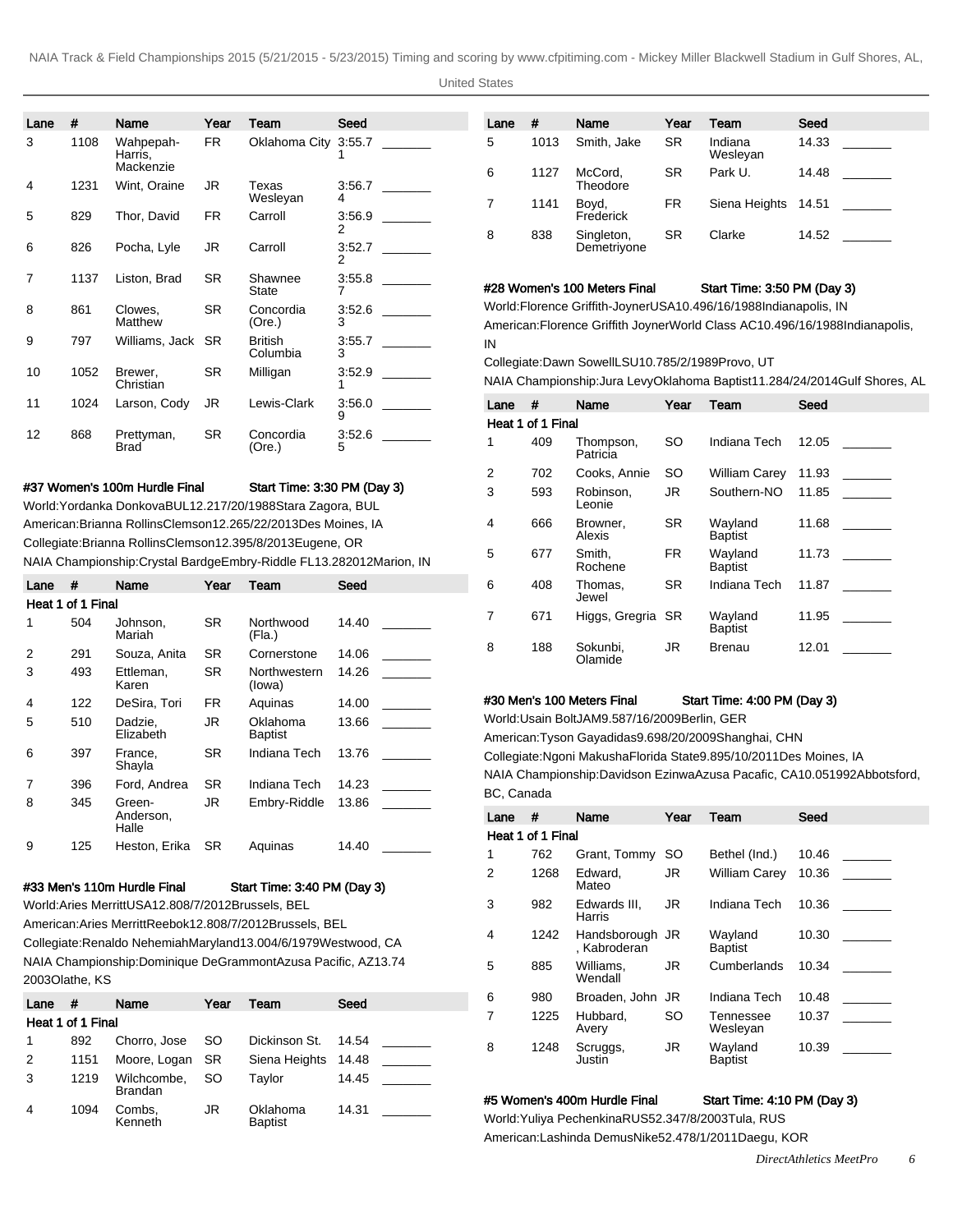| Lane | # | Name | Year | Team | Seed | |
|---|---|---|---|---|---|---|
| 3 | 1108 | Wahpepah-Harris, Mackenzie | FR | Oklahoma City | 3:55.71 | _______ |
| 4 | 1231 | Wint, Oraine | JR | Texas Wesleyan | 3:56.74 | _______ |
| 5 | 829 | Thor, David | FR | Carroll | 3:56.92 | _______ |
| 6 | 826 | Pocha, Lyle | JR | Carroll | 3:52.72 | _______ |
| 7 | 1137 | Liston, Brad | SR | Shawnee State | 3:55.87 | _______ |
| 8 | 861 | Clowes, Matthew | SR | Concordia (Ore.) | 3:52.63 | _______ |
| 9 | 797 | Williams, Jack | SR | British Columbia | 3:55.73 | _______ |
| 10 | 1052 | Brewer, Christian | SR | Milligan | 3:52.91 | _______ |
| 11 | 1024 | Larson, Cody | JR | Lewis-Clark | 3:56.09 | _______ |
| 12 | 868 | Prettyman, Brad | SR | Concordia (Ore.) | 3:52.65 | _______ |

**#37 Women's 100m Hurdle Final** Start Time: 3:30 PM (Day 3)

World:Yordanka DonkovaBUL12.217/20/1988Stara Zagora, BUL

American:Brianna RollinsClemson12.265/22/2013Des Moines, IA

Collegiate:Brianna RollinsClemson12.395/8/2013Eugene, OR

NAIA Championship:Crystal BardgeEmbry-Riddle FL13.282012Marion, IN

| Lane | # | Name | Year | Team | Seed | |
|---|---|---|---|---|---|---|
| **Heat 1 of 1 Final** | | | | | | |
| 1 | 504 | Johnson, Mariah | SR | Northwood (Fla.) | 14.40 | _______ |
| 2 | 291 | Souza, Anita | SR | Cornerstone | 14.06 | _______ |
| 3 | 493 | Ettleman, Karen | SR | Northwestern (Iowa) | 14.26 | _______ |
| 4 | 122 | DeSira, Tori | FR | Aquinas | 14.00 | _______ |
| 5 | 510 | Dadzie, Elizabeth | JR | Oklahoma Baptist | 13.66 | _______ |
| 6 | 397 | France, Shayla | SR | Indiana Tech | 13.76 | _______ |
| 7 | 396 | Ford, Andrea | SR | Indiana Tech | 14.23 | _______ |
| 8 | 345 | Green-Anderson, Halle | JR | Embry-Riddle | 13.86 | _______ |
| 9 | 125 | Heston, Erika | SR | Aquinas | 14.40 | _______ |

**#33 Men's 110m Hurdle Final** Start Time: 3:40 PM (Day 3)

World:Aries MerrittUSA12.808/7/2012Brussels, BEL

American:Aries MerrittReebok12.808/7/2012Brussels, BEL

Collegiate:Renaldo NehemiahMaryland13.004/6/1979Westwood, CA

NAIA Championship:Dominique DeGrammontAzusa Pacific, AZ13.74 2003Olathe, KS

| Lane | # | Name | Year | Team | Seed | |
|---|---|---|---|---|---|---|
| **Heat 1 of 1 Final** | | | | | | |
| 1 | 892 | Chorro, Jose | SO | Dickinson St. | 14.54 | _______ |
| 2 | 1151 | Moore, Logan | SR | Siena Heights | 14.48 | _______ |
| 3 | 1219 | Wilchcombe, Brandan | SO | Taylor | 14.45 | _______ |
| 4 | 1094 | Combs, Kenneth | JR | Oklahoma Baptist | 14.31 | _______ |
| 5 | 1013 | Smith, Jake | SR | Indiana Wesleyan | 14.33 | _______ |
| 6 | 1127 | McCord, Theodore | SR | Park U. | 14.48 | _______ |
| 7 | 1141 | Boyd, Frederick | FR | Siena Heights | 14.51 | _______ |
| 8 | 838 | Singleton, Demetriyone | SR | Clarke | 14.52 | _______ |

**#28 Women's 100 Meters Final** Start Time: 3:50 PM (Day 3)

World:Florence Griffith-JoynerUSA10.496/16/1988Indianapolis, IN

American:Florence Griffith JoynerWorld Class AC10.496/16/1988Indianapolis, IN

Collegiate:Dawn SowellLSU10.785/2/1989Provo, UT

NAIA Championship:Jura LevyOklahoma Baptist11.284/24/2014Gulf Shores, AL

| Lane | # | Name | Year | Team | Seed | |
|---|---|---|---|---|---|---|
| **Heat 1 of 1 Final** | | | | | | |
| 1 | 409 | Thompson, Patricia | SO | Indiana Tech | 12.05 | _______ |
| 2 | 702 | Cooks, Annie | SO | William Carey | 11.93 | _______ |
| 3 | 593 | Robinson, Leonie | JR | Southern-NO | 11.85 | _______ |
| 4 | 666 | Browner, Alexis | SR | Wayland Baptist | 11.68 | _______ |
| 5 | 677 | Smith, Rochene | FR | Wayland Baptist | 11.73 | _______ |
| 6 | 408 | Thomas, Jewel | SR | Indiana Tech | 11.87 | _______ |
| 7 | 671 | Higgs, Gregria | SR | Wayland Baptist | 11.95 | _______ |
| 8 | 188 | Sokunbi, Olamide | JR | Brenau | 12.01 | _______ |

**#30 Men's 100 Meters Final** Start Time: 4:00 PM (Day 3)

World:Usain BoltJAM9.587/16/2009Berlin, GER

American:Tyson Gayadidas9.698/20/2009Shanghai, CHN

Collegiate:Ngoni MakushaFlorida State9.895/10/2011Des Moines, IA

NAIA Championship:Davidson EzinwaAzusa Pacific, CA10.051992Abbotsford, BC, Canada

| Lane | # | Name | Year | Team | Seed | |
|---|---|---|---|---|---|---|
| **Heat 1 of 1 Final** | | | | | | |
| 1 | 762 | Grant, Tommy | SO | Bethel (Ind.) | 10.46 | _______ |
| 2 | 1268 | Edward, Mateo | JR | William Carey | 10.36 | _______ |
| 3 | 982 | Edwards III, Harris | JR | Indiana Tech | 10.36 | _______ |
| 4 | 1242 | Handsborough, Kabroderan | JR | Wayland Baptist | 10.30 | _______ |
| 5 | 885 | Williams, Wendall | JR | Cumberlands | 10.34 | _______ |
| 6 | 980 | Broaden, John | JR | Indiana Tech | 10.48 | _______ |
| 7 | 1225 | Hubbard, Avery | SO | Tennessee Wesleyan | 10.37 | _______ |
| 8 | 1248 | Scruggs, Justin | JR | Wayland Baptist | 10.39 | _______ |

**#5 Women's 400m Hurdle Final** Start Time: 4:10 PM (Day 3)

World:Yuliya PechenkinaRUS52.347/8/2003Tula, RUS

American:Lashinda DemusNike52.478/1/2011Daegu, KOR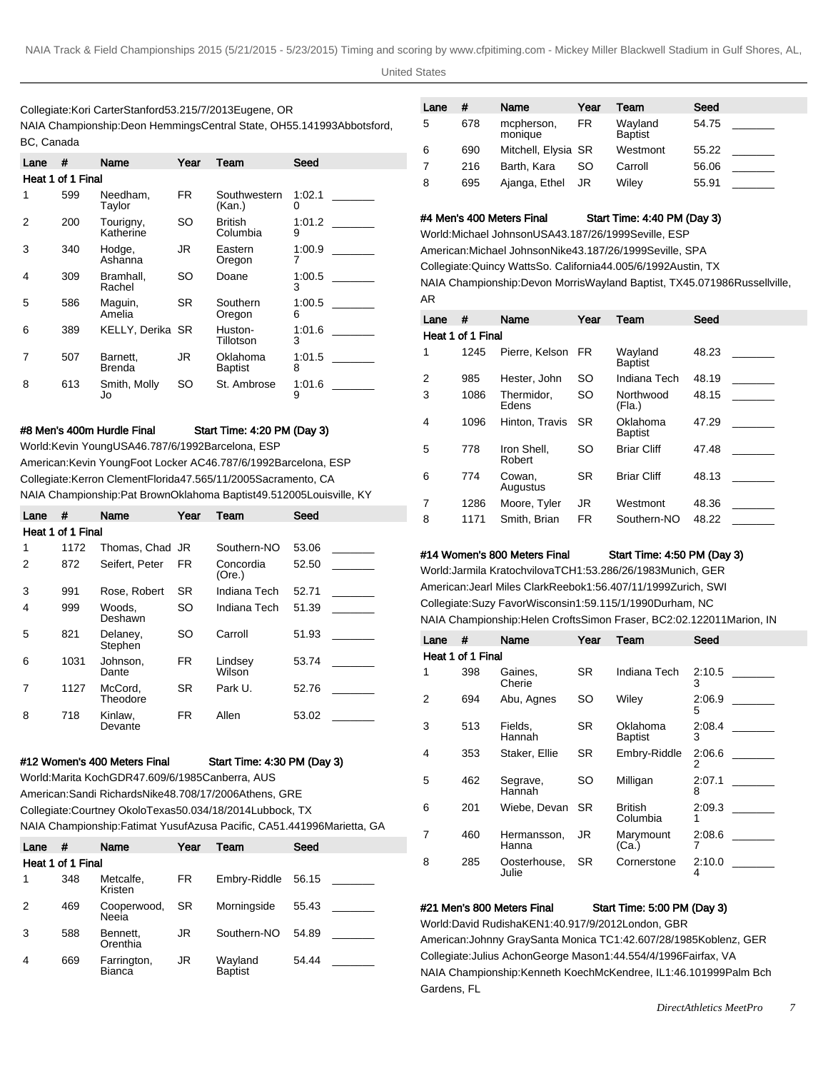Collegiate:Kori CarterStanford53.215/7/2013Eugene, OR

NAIA Championship:Deon HemmingsCentral State, OH55.141993Abbotsford, BC, Canada

| Lane | # | Name | Year | Team | Seed | |
|---|---|---|---|---|---|---|
| **Heat 1 of 1 Final** | | | | | | |
| 1 | 599 | Needham, Taylor | FR | Southwestern (Kan.) | 1:02.10 | _______ |
| 2 | 200 | Tourigny, Katherine | SO | British Columbia | 1:01.29 | _______ |
| 3 | 340 | Hodge, Ashanna | JR | Eastern Oregon | 1:00.97 | _______ |
| 4 | 309 | Bramhall, Rachel | SO | Doane | 1:00.53 | _______ |
| 5 | 586 | Maguin, Amelia | SR | Southern Oregon | 1:00.56 | _______ |
| 6 | 389 | KELLY, Derika | SR | Huston-Tillotson | 1:01.63 | _______ |
| 7 | 507 | Barnett, Brenda | JR | Oklahoma Baptist | 1:01.58 | _______ |
| 8 | 613 | Smith, Molly Jo | SO | St. Ambrose | 1:01.69 | _______ |

#### #8 Men's 400m Hurdle Final — Start Time: 4:20 PM (Day 3)

World:Kevin YoungUSA46.787/6/1992Barcelona, ESP

American:Kevin YoungFoot Locker AC46.787/6/1992Barcelona, ESP

Collegiate:Kerron ClementFlorida47.565/11/2005Sacramento, CA

NAIA Championship:Pat BrownOklahoma Baptist49.512005Louisville, KY

| Lane | # | Name | Year | Team | Seed | |
|---|---|---|---|---|---|---|
| **Heat 1 of 1 Final** | | | | | | |
| 1 | 1172 | Thomas, Chad | JR | Southern-NO | 53.06 | _______ |
| 2 | 872 | Seifert, Peter | FR | Concordia (Ore.) | 52.50 | _______ |
| 3 | 991 | Rose, Robert | SR | Indiana Tech | 52.71 | _______ |
| 4 | 999 | Woods, Deshawn | SO | Indiana Tech | 51.39 | _______ |
| 5 | 821 | Delaney, Stephen | SO | Carroll | 51.93 | _______ |
| 6 | 1031 | Johnson, Dante | FR | Lindsey Wilson | 53.74 | _______ |
| 7 | 1127 | McCord, Theodore | SR | Park U. | 52.76 | _______ |
| 8 | 718 | Kinlaw, Devante | FR | Allen | 53.02 | _______ |

#### #12 Women's 400 Meters Final — Start Time: 4:30 PM (Day 3)

World:Marita KochGDR47.609/6/1985Canberra, AUS

American:Sandi RichardsNike48.708/17/2006Athens, GRE

Collegiate:Courtney OkoloTexas50.034/18/2014Lubbock, TX

NAIA Championship:Fatimat YusufAzusa Pacific, CA51.441996Marietta, GA

| Lane | # | Name | Year | Team | Seed | |
|---|---|---|---|---|---|---|
| **Heat 1 of 1 Final** | | | | | | |
| 1 | 348 | Metcalfe, Kristen | FR | Embry-Riddle | 56.15 | _______ |
| 2 | 469 | Cooperwood, Neeia | SR | Morningside | 55.43 | _______ |
| 3 | 588 | Bennett, Orenthia | JR | Southern-NO | 54.89 | _______ |
| 4 | 669 | Farrington, Bianca | JR | Wayland Baptist | 54.44 | _______ |
| 5 | 678 | mcpherson, monique | FR | Wayland Baptist | 54.75 | _______ |
| 6 | 690 | Mitchell, Elysia | SR | Westmont | 55.22 | _______ |
| 7 | 216 | Barth, Kara | SO | Carroll | 56.06 | _______ |
| 8 | 695 | Ajanga, Ethel | JR | Wiley | 55.91 | _______ |

#### #4 Men's 400 Meters Final — Start Time: 4:40 PM (Day 3)

World:Michael JohnsonUSA43.187/26/1999Seville, ESP

American:Michael JohnsonNike43.187/26/1999Seville, SPA

Collegiate:Quincy WattsSo. California44.005/6/1992Austin, TX

NAIA Championship:Devon MorrisWayland Baptist, TX45.071986Russellville, AR

| Lane | # | Name | Year | Team | Seed | |
|---|---|---|---|---|---|---|
| **Heat 1 of 1 Final** | | | | | | |
| 1 | 1245 | Pierre, Kelson | FR | Wayland Baptist | 48.23 | _______ |
| 2 | 985 | Hester, John | SO | Indiana Tech | 48.19 | _______ |
| 3 | 1086 | Thermidor, Edens | SO | Northwood (Fla.) | 48.15 | _______ |
| 4 | 1096 | Hinton, Travis | SR | Oklahoma Baptist | 47.29 | _______ |
| 5 | 778 | Iron Shell, Robert | SO | Briar Cliff | 47.48 | _______ |
| 6 | 774 | Cowan, Augustus | SR | Briar Cliff | 48.13 | _______ |
| 7 | 1286 | Moore, Tyler | JR | Westmont | 48.36 | _______ |
| 8 | 1171 | Smith, Brian | FR | Southern-NO | 48.22 | _______ |

#### #14 Women's 800 Meters Final — Start Time: 4:50 PM (Day 3)

World:Jarmila KratochvilovaTCH1:53.286/26/1983Munich, GER

American:Jearl Miles ClarkReebok1:56.407/11/1999Zurich, SWI

Collegiate:Suzy FavorWisconsin1:59.115/1/1990Durham, NC

NAIA Championship:Helen CroftsSimon Fraser, BC2:02.122011Marion, IN

| Lane | # | Name | Year | Team | Seed | |
|---|---|---|---|---|---|---|
| **Heat 1 of 1 Final** | | | | | | |
| 1 | 398 | Gaines, Cherie | SR | Indiana Tech | 2:10.53 | _______ |
| 2 | 694 | Abu, Agnes | SO | Wiley | 2:06.95 | _______ |
| 3 | 513 | Fields, Hannah | SR | Oklahoma Baptist | 2:08.43 | _______ |
| 4 | 353 | Staker, Ellie | SR | Embry-Riddle | 2:06.62 | _______ |
| 5 | 462 | Segrave, Hannah | SO | Milligan | 2:07.18 | _______ |
| 6 | 201 | Wiebe, Devan | SR | British Columbia | 2:09.31 | _______ |
| 7 | 460 | Hermansson, Hanna | JR | Marymount (Ca.) | 2:08.67 | _______ |
| 8 | 285 | Oosterhouse, Julie | SR | Cornerstone | 2:10.04 | _______ |

#### #21 Men's 800 Meters Final — Start Time: 5:00 PM (Day 3)

World:David RudishaKEN1:40.917/9/2012London, GBR

American:Johnny GraySanta Monica TC1:42.607/28/1985Koblenz, GER

Collegiate:Julius AchonGeorge Mason1:44.554/4/1996Fairfax, VA

NAIA Championship:Kenneth KoechMcKendree, IL1:46.101999Palm Bch Gardens, FL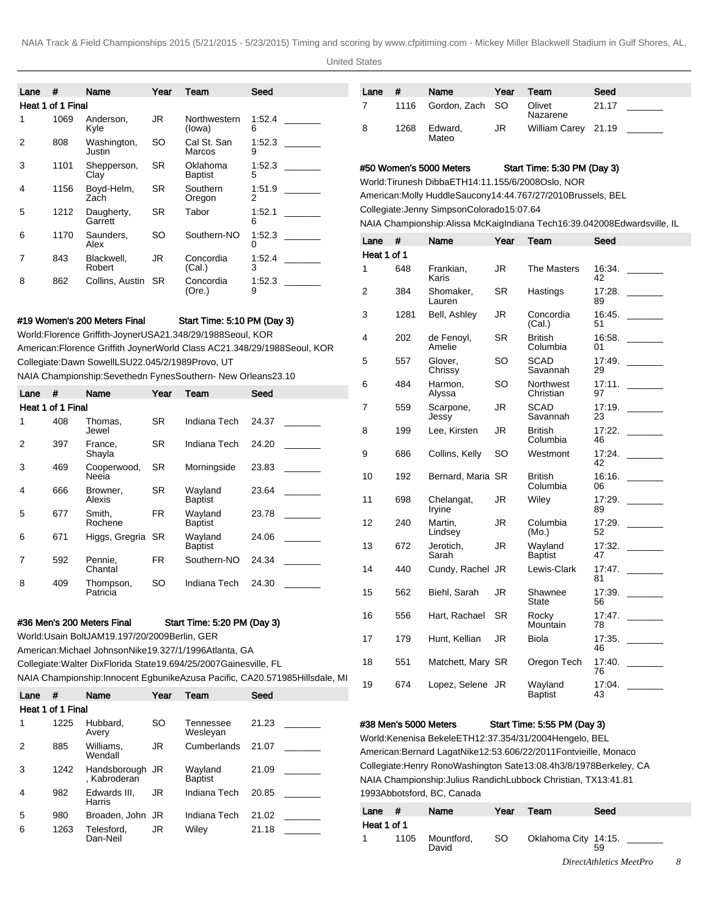| Lane | # | Name | Year | Team | Seed | |
|---|---|---|---|---|---|---|
| Heat 1 of 1 Final | | | | | | |
| 1 | 1069 | Anderson, Kyle | JR | Northwestern (Iowa) | 1:52.46 | _______ |
| 2 | 808 | Washington, Justin | SO | Cal St. San Marcos | 1:52.39 | _______ |
| 3 | 1101 | Shepperson, Clay | SR | Oklahoma Baptist | 1:52.35 | _______ |
| 4 | 1156 | Boyd-Helm, Zach | SR | Southern Oregon | 1:51.92 | _______ |
| 5 | 1212 | Daugherty, Garrett | SR | Tabor | 1:52.16 | _______ |
| 6 | 1170 | Saunders, Alex | SO | Southern-NO | 1:52.30 | _______ |
| 7 | 843 | Blackwell, Robert | JR | Concordia (Cal.) | 1:52.43 | _______ |
| 8 | 862 | Collins, Austin | SR | Concordia (Ore.) | 1:52.39 | _______ |

#### #19 Women's 200 Meters Final — Start Time: 5:10 PM (Day 3)

World:Florence Griffith-JoynerUSA21.348/29/1988Seoul, KOR

American:Florence Griffith JoynerWorld Class AC21.348/29/1988Seoul, KOR

Collegiate:Dawn SowellLSU22.045/2/1989Provo, UT

NAIA Championship:Sevethedn FynesSouthern- New Orleans23.10

| Lane | # | Name | Year | Team | Seed | |
|---|---|---|---|---|---|---|
| Heat 1 of 1 Final | | | | | | |
| 1 | 408 | Thomas, Jewel | SR | Indiana Tech | 24.37 | _______ |
| 2 | 397 | France, Shayla | SR | Indiana Tech | 24.20 | _______ |
| 3 | 469 | Cooperwood, Neeia | SR | Morningside | 23.83 | _______ |
| 4 | 666 | Browner, Alexis | SR | Wayland Baptist | 23.64 | _______ |
| 5 | 677 | Smith, Rochene | FR | Wayland Baptist | 23.78 | _______ |
| 6 | 671 | Higgs, Gregria | SR | Wayland Baptist | 24.06 | _______ |
| 7 | 592 | Pennie, Chantal | FR | Southern-NO | 24.34 | _______ |
| 8 | 409 | Thompson, Patricia | SO | Indiana Tech | 24.30 | _______ |

#### #36 Men's 200 Meters Final — Start Time: 5:20 PM (Day 3)

World:Usain BoltJAM19.197/20/2009Berlin, GER

American:Michael JohnsonNike19.327/1/1996Atlanta, GA

Collegiate:Walter DixFlorida State19.694/25/2007Gainesville, FL

NAIA Championship:Innocent EgbunikeAzusa Pacific, CA20.571985Hillsdale, MI

| Lane | # | Name | Year | Team | Seed | |
|---|---|---|---|---|---|---|
| Heat 1 of 1 Final | | | | | | |
| 1 | 1225 | Hubbard, Avery | SO | Tennessee Wesleyan | 21.23 | _______ |
| 2 | 885 | Williams, Wendall | JR | Cumberlands | 21.07 | _______ |
| 3 | 1242 | Handsborough, Kabroderan | JR | Wayland Baptist | 21.09 | _______ |
| 4 | 982 | Edwards III, Harris | JR | Indiana Tech | 20.85 | _______ |
| 5 | 980 | Broaden, John | JR | Indiana Tech | 21.02 | _______ |
| 6 | 1263 | Telesford, Dan-Neil | JR | Wiley | 21.18 | _______ |
| 7 | 1116 | Gordon, Zach | SO | Olivet Nazarene | 21.17 | _______ |
| 8 | 1268 | Edward, Mateo | JR | William Carey | 21.19 | _______ |

#### #50 Women's 5000 Meters — Start Time: 5:30 PM (Day 3)

World:Tirunesh DibbaETH14:11.155/6/2008Oslo, NOR

American:Molly HuddleSaucony14:44.767/27/2010Brussels, BEL

Collegiate:Jenny SimpsonColorado15:07.64

NAIA Championship:Alissa McKaigIndiana Tech16:39.042008Edwardsville, IL

| Lane | # | Name | Year | Team | Seed | |
|---|---|---|---|---|---|---|
| Heat 1 of 1 | | | | | | |
| 1 | 648 | Frankian, Karis | JR | The Masters | 16:34.42 | _______ |
| 2 | 384 | Shomaker, Lauren | SR | Hastings | 17:28.89 | _______ |
| 3 | 1281 | Bell, Ashley | JR | Concordia (Cal.) | 16:45.51 | _______ |
| 4 | 202 | de Fenoyl, Amelie | SR | British Columbia | 16:58.01 | _______ |
| 5 | 557 | Glover, Chrissy | SO | SCAD Savannah | 17:49.29 | _______ |
| 6 | 484 | Harmon, Alyssa | SO | Northwest Christian | 17:11.97 | _______ |
| 7 | 559 | Scarpone, Jessy | JR | SCAD Savannah | 17:19.23 | _______ |
| 8 | 199 | Lee, Kirsten | JR | British Columbia | 17:22.46 | _______ |
| 9 | 686 | Collins, Kelly | SO | Westmont | 17:24.42 | _______ |
| 10 | 192 | Bernard, Maria | SR | British Columbia | 16:16.06 | _______ |
| 11 | 698 | Chelangat, Iryine | JR | Wiley | 17:29.89 | _______ |
| 12 | 240 | Martin, Lindsey | JR | Columbia (Mo.) | 17:29.52 | _______ |
| 13 | 672 | Jerotich, Sarah | JR | Wayland Baptist | 17:32.47 | _______ |
| 14 | 440 | Cundy, Rachel | JR | Lewis-Clark | 17:47.81 | _______ |
| 15 | 562 | Biehl, Sarah | JR | Shawnee State | 17:39.56 | _______ |
| 16 | 556 | Hart, Rachael | SR | Rocky Mountain | 17:47.78 | _______ |
| 17 | 179 | Hunt, Kellian | JR | Biola | 17:35.46 | _______ |
| 18 | 551 | Matchett, Mary | SR | Oregon Tech | 17:40.76 | _______ |
| 19 | 674 | Lopez, Selene | JR | Wayland Baptist | 17:04.43 | _______ |

#### #38 Men's 5000 Meters — Start Time: 5:55 PM (Day 3)

World:Kenenisa BekeleETH12:37.354/31/2004Hengelo, BEL

American:Bernard LagatNike12:53.606/22/2011Fontvieille, Monaco

Collegiate:Henry RonoWashington Sate13:08.4h3/8/1978Berkeley, CA

NAIA Championship:Julius RandichLubbock Christian, TX13:41.81 1993Abbotsford, BC, Canada

| Lane | # | Name | Year | Team | Seed | |
|---|---|---|---|---|---|---|
| Heat 1 of 1 | | | | | | |
| 1 | 1105 | Mountford, David | SO | Oklahoma City | 14:15.59 | _______ |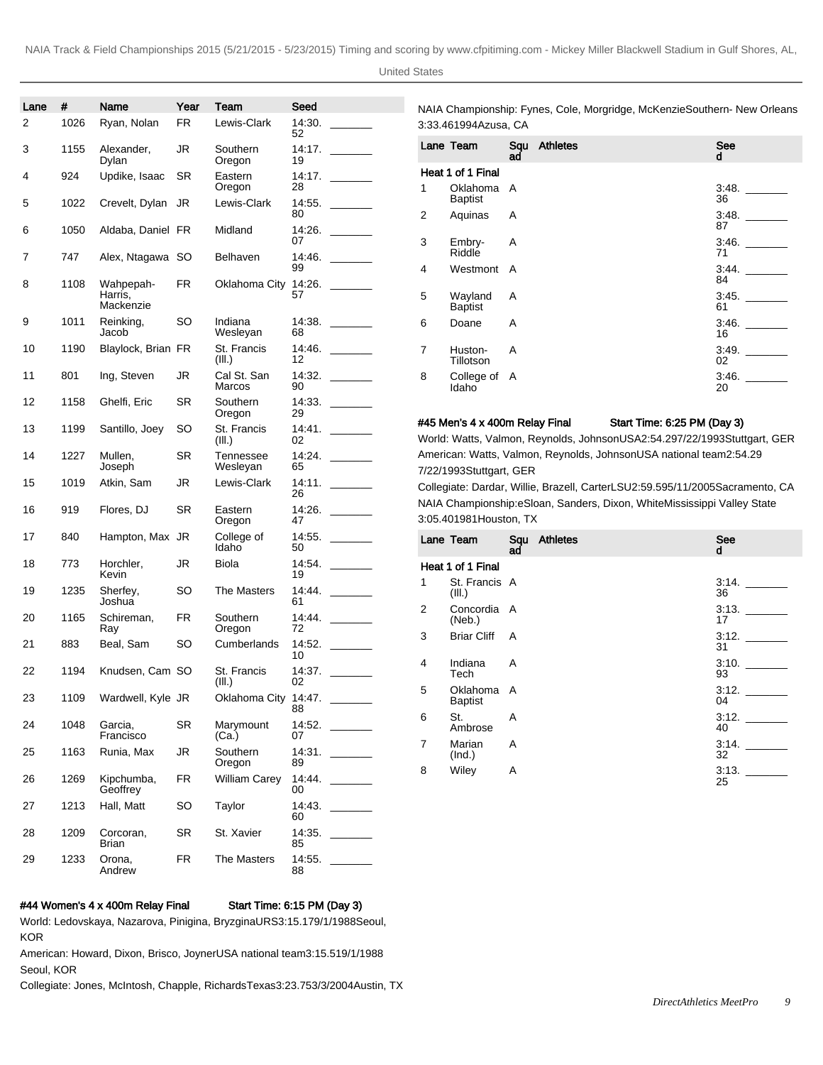| Lane | # | Name | Year | Team | Seed | |
|---|---|---|---|---|---|---|
| 2 | 1026 | Ryan, Nolan | FR | Lewis-Clark | 14:30.52 | _______ |
| 3 | 1155 | Alexander, Dylan | JR | Southern Oregon | 14:17.19 | _______ |
| 4 | 924 | Updike, Isaac | SR | Eastern Oregon | 14:17.28 | _______ |
| 5 | 1022 | Crevelt, Dylan | JR | Lewis-Clark | 14:55.80 | _______ |
| 6 | 1050 | Aldaba, Daniel | FR | Midland | 14:26.07 | _______ |
| 7 | 747 | Alex, Ntagawa | SO | Belhaven | 14:46.99 | _______ |
| 8 | 1108 | Wahpepah-Harris, Mackenzie | FR | Oklahoma City | 14:26.57 | _______ |
| 9 | 1011 | Reinking, Jacob | SO | Indiana Wesleyan | 14:38.68 | _______ |
| 10 | 1190 | Blaylock, Brian | FR | St. Francis (Ill.) | 14:46.12 | _______ |
| 11 | 801 | Ing, Steven | JR | Cal St. San Marcos | 14:32.90 | _______ |
| 12 | 1158 | Ghelfi, Eric | SR | Southern Oregon | 14:33.29 | _______ |
| 13 | 1199 | Santillo, Joey | SO | St. Francis (Ill.) | 14:41.02 | _______ |
| 14 | 1227 | Mullen, Joseph | SR | Tennessee Wesleyan | 14:24.65 | _______ |
| 15 | 1019 | Atkin, Sam | JR | Lewis-Clark | 14:11.26 | _______ |
| 16 | 919 | Flores, DJ | SR | Eastern Oregon | 14:26.47 | _______ |
| 17 | 840 | Hampton, Max | JR | College of Idaho | 14:55.50 | _______ |
| 18 | 773 | Horchler, Kevin | JR | Biola | 14:54.19 | _______ |
| 19 | 1235 | Sherfey, Joshua | SO | The Masters | 14:44.61 | _______ |
| 20 | 1165 | Schireman, Ray | FR | Southern Oregon | 14:44.72 | _______ |
| 21 | 883 | Beal, Sam | SO | Cumberlands | 14:52.10 | _______ |
| 22 | 1194 | Knudsen, Cam | SO | St. Francis (Ill.) | 14:37.02 | _______ |
| 23 | 1109 | Wardwell, Kyle | JR | Oklahoma City | 14:47.88 | _______ |
| 24 | 1048 | Garcia, Francisco | SR | Marymount (Ca.) | 14:52.07 | _______ |
| 25 | 1163 | Runia, Max | JR | Southern Oregon | 14:31.89 | _______ |
| 26 | 1269 | Kipchumba, Geoffrey | FR | William Carey | 14:44.00 | _______ |
| 27 | 1213 | Hall, Matt | SO | Taylor | 14:43.60 | _______ |
| 28 | 1209 | Corcoran, Brian | SR | St. Xavier | 14:35.85 | _______ |
| 29 | 1233 | Orona, Andrew | FR | The Masters | 14:55.88 | _______ |

#### #44 Women's 4 x 400m Relay Final Start Time: 6:15 PM (Day 3)

World: Ledovskaya, Nazarova, Pinigina, BryzginaURS3:15.179/1/1988Seoul, KOR

American: Howard, Dixon, Brisco, JoynerUSA national team3:15.519/1/1988 Seoul, KOR

Collegiate: Jones, McIntosh, Chapple, RichardsTexas3:23.753/3/2004Austin, TX

NAIA Championship: Fynes, Cole, Morgridge, McKenzieSouthern- New Orleans 3:33.461994Azusa, CA

| Lane | Team | Squad | Athletes | Seed | |
|---|---|---|---|---|---|
| **Heat 1 of 1 Final** | | | | | |
| 1 | Oklahoma Baptist | A | | 3:48.36 | _______ |
| 2 | Aquinas | A | | 3:48.87 | _______ |
| 3 | Embry-Riddle | A | | 3:46.71 | _______ |
| 4 | Westmont | A | | 3:44.84 | _______ |
| 5 | Wayland Baptist | A | | 3:45.61 | _______ |
| 6 | Doane | A | | 3:46.16 | _______ |
| 7 | Huston-Tillotson | A | | 3:49.02 | _______ |
| 8 | College of Idaho | A | | 3:46.20 | _______ |

#### #45 Men's 4 x 400m Relay Final Start Time: 6:25 PM (Day 3)

World: Watts, Valmon, Reynolds, JohnsonUSA2:54.297/22/1993Stuttgart, GER

American: Watts, Valmon, Reynolds, JohnsonUSA national team2:54.29 7/22/1993Stuttgart, GER

Collegiate: Dardar, Willie, Brazell, CarterLSU2:59.595/11/2005Sacramento, CA

NAIA Championship:eSloan, Sanders, Dixon, WhiteMississippi Valley State 3:05.401981Houston, TX

| Lane | Team | Squad | Athletes | Seed | |
|---|---|---|---|---|---|
| **Heat 1 of 1 Final** | | | | | |
| 1 | St. Francis (Ill.) | A | | 3:14.36 | _______ |
| 2 | Concordia (Neb.) | A | | 3:13.17 | _______ |
| 3 | Briar Cliff | A | | 3:12.31 | _______ |
| 4 | Indiana Tech | A | | 3:10.93 | _______ |
| 5 | Oklahoma Baptist | A | | 3:12.04 | _______ |
| 6 | St. Ambrose | A | | 3:12.40 | _______ |
| 7 | Marian (Ind.) | A | | 3:14.32 | _______ |
| 8 | Wiley | A | | 3:13.25 | _______ |